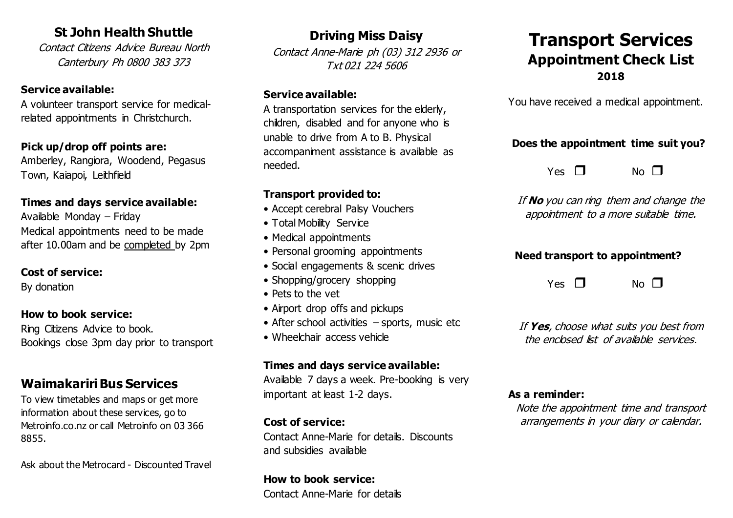## St John Health Shuttle

*Contact Citizens Advice Bureau North Canterbury Ph 0800 383 373*

**Service available:**

A volunteer transport service for medical-related appointments in Christchurch.

**Pick up/drop off points are:**

Amberley, Rangiora, Woodend, Pegasus Town, Kaiapoi, Leithfield

**Times and days service available:**

Available Monday – Friday
Medical appointments need to be made after 10.00am and be completed by 2pm

**Cost of service:**

By donation

**How to book service:**

Ring Citizens Advice to book.
Bookings close 3pm day prior to transport

## Waimakariri Bus Services

To view timetables and maps or get more information about these services, go to Metroinfo.co.nz or call Metroinfo on 03 366 8855.

Ask about the Metrocard - Discounted Travel

## Driving Miss Daisy

*Contact Anne-Marie ph (03) 312 2936 or Txt 021 224 5606*

**Service available:**

A transportation services for the elderly, children, disabled and for anyone who is unable to drive from A to B. Physical accompaniment assistance is available as needed.

**Transport provided to:**

- Accept cerebral Palsy Vouchers
- Total Mobility Service
- Medical appointments
- Personal grooming appointments
- Social engagements & scenic drives
- Shopping/grocery shopping
- Pets to the vet
- Airport drop offs and pickups
- After school activities – sports, music etc
- Wheelchair access vehicle

**Times and days service available:**

Available 7 days a week. Pre-booking is very important at least 1-2 days.

**Cost of service:**

Contact Anne-Marie for details. Discounts and subsidies available

**How to book service:**

Contact Anne-Marie for details

# Transport Services

## Appointment Check List

### 2018

You have received a medical appointment.

**Does the appointment time suit you?**

Yes ❐ No ❐

*If **No** you can ring them and change the appointment to a more suitable time.*

**Need transport to appointment?**

Yes ❐ No ❐

*If **Yes**, choose what suits you best from the enclosed list of available services.*

**As a reminder:**

*Note the appointment time and transport arrangements in your diary or calendar.*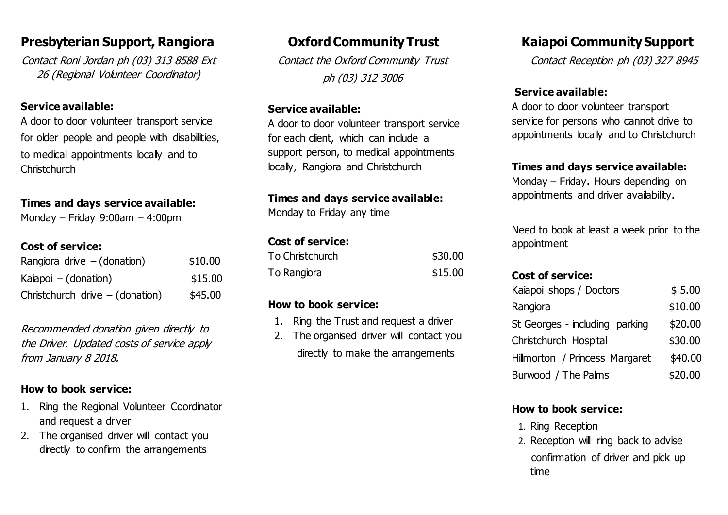## Presbyterian Support, Rangiora

*Contact Roni Jordan ph (03) 313 8588 Ext 26 (Regional Volunteer Coordinator)*

**Service available:**

A door to door volunteer transport service for older people and people with disabilities, to medical appointments locally and to Christchurch

**Times and days service available:**

Monday – Friday 9:00am – 4:00pm

**Cost of service:**

| | |
|---|---|
| Rangiora drive – (donation) | $10.00 |
| Kaiapoi – (donation) | $15.00 |
| Christchurch drive – (donation) | $45.00 |

*Recommended donation given directly to the Driver. Updated costs of service apply from January 8 2018.*

**How to book service:**

1. Ring the Regional Volunteer Coordinator and request a driver
2. The organised driver will contact you directly to confirm the arrangements

## Oxford Community Trust

*Contact the Oxford Community Trust ph (03) 312 3006*

**Service available:**

A door to door volunteer transport service for each client, which can include a support person, to medical appointments locally, Rangiora and Christchurch

**Times and days service available:**

Monday to Friday any time

**Cost of service:**

| | |
|---|---|
| To Christchurch | $30.00 |
| To Rangiora | $15.00 |

**How to book service:**

1. Ring the Trust and request a driver
2. The organised driver will contact you directly to make the arrangements

## Kaiapoi Community Support

*Contact Reception ph (03) 327 8945*

**Service available:**

A door to door volunteer transport service for persons who cannot drive to appointments locally and to Christchurch

**Times and days service available:**

Monday – Friday. Hours depending on appointments and driver availability.

Need to book at least a week prior to the appointment

**Cost of service:**

| | |
|---|---|
| Kaiapoi shops / Doctors | $ 5.00 |
| Rangiora | $10.00 |
| St Georges - including parking | $20.00 |
| Christchurch Hospital | $30.00 |
| Hillmorton / Princess Margaret | $40.00 |
| Burwood / The Palms | $20.00 |

**How to book service:**

1. Ring Reception
2. Reception will ring back to advise confirmation of driver and pick up time